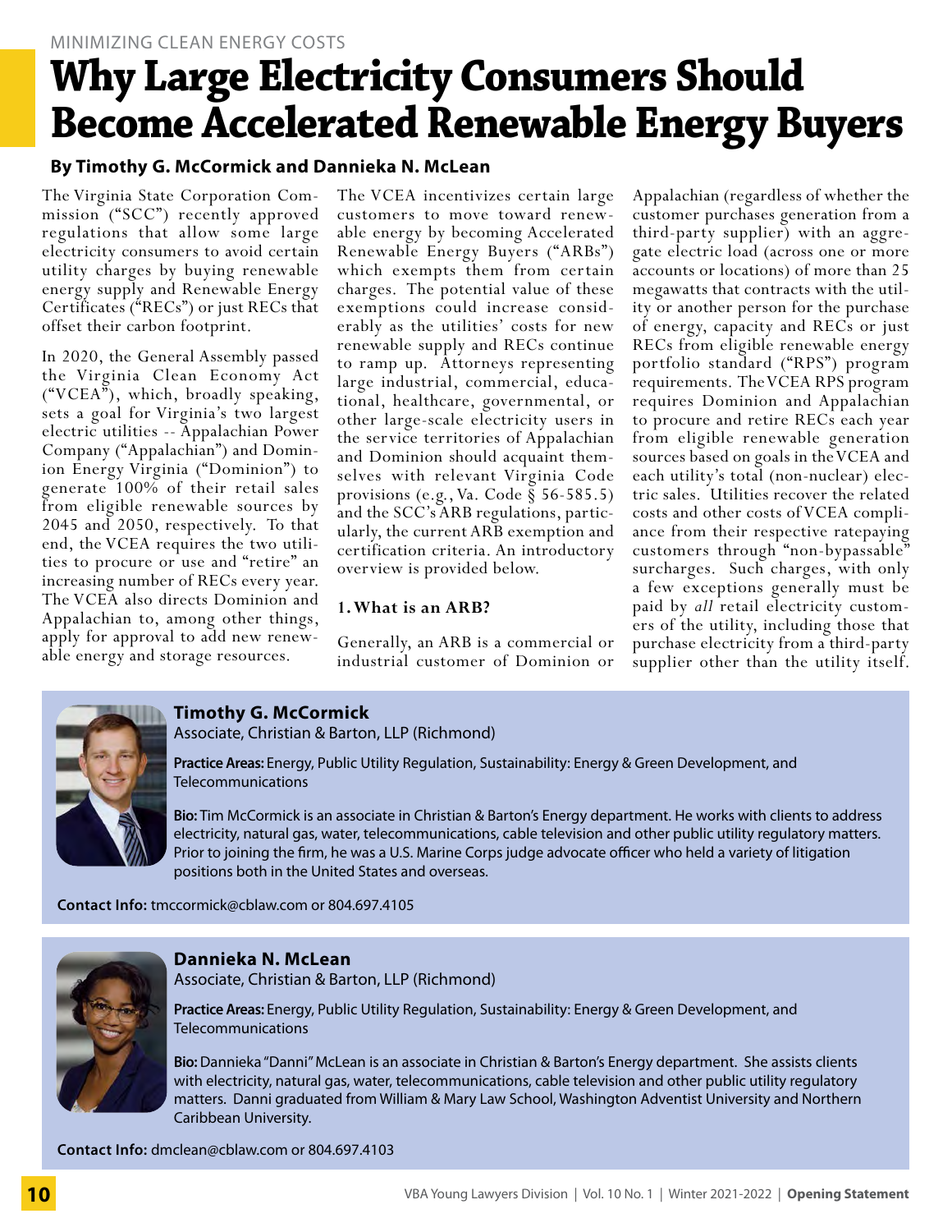MINIMIZING CLEAN ENERGY COSTS

# Why Large Electricity Consumers Should Become Accelerated Renewable Energy Buyers

**By Timothy G. McCormick and Dannieka N. McLean**

The Virginia State Corporation Commission ("SCC") recently approved regulations that allow some large electricity consumers to avoid certain utility charges by buying renewable energy supply and Renewable Energy Certificates ("RECs") or just RECs that offset their carbon footprint.

In 2020, the General Assembly passed the Virginia Clean Economy Act ("VCEA"), which, broadly speaking, sets a goal for Virginia's two largest electric utilities -- Appalachian Power Company ("Appalachian") and Dominion Energy Virginia ("Dominion") to generate 100% of their retail sales from eligible renewable sources by 2045 and 2050, respectively. To that end, the VCEA requires the two utilities to procure or use and "retire" an increasing number of RECs every year. The VCEA also directs Dominion and Appalachian to, among other things, apply for approval to add new renewable energy and storage resources.

The VCEA incentivizes certain large customers to move toward renewable energy by becoming Accelerated Renewable Energy Buyers ("ARBs") which exempts them from certain charges. The potential value of these exemptions could increase considerably as the utilities' costs for new renewable supply and RECs continue to ramp up. Attorneys representing large industrial, commercial, educational, healthcare, governmental, or other large-scale electricity users in the service territories of Appalachian and Dominion should acquaint themselves with relevant Virginia Code provisions (e.g., Va. Code § 56-585.5) and the SCC's ARB regulations, particularly, the current ARB exemption and certification criteria. An introductory overview is provided below.

## 1. What is an ARB?

Generally, an ARB is a commercial or industrial customer of Dominion or Appalachian (regardless of whether the customer purchases generation from a third-party supplier) with an aggregate electric load (across one or more accounts or locations) of more than 25 megawatts that contracts with the utility or another person for the purchase of energy, capacity and RECs or just RECs from eligible renewable energy portfolio standard ("RPS") program requirements. The VCEA RPS program requires Dominion and Appalachian to procure and retire RECs each year from eligible renewable generation sources based on goals in the VCEA and each utility's total (non-nuclear) electric sales. Utilities recover the related costs and other costs of VCEA compliance from their respective ratepaying customers through "non-bypassable" surcharges. Such charges, with only a few exceptions generally must be paid by *all* retail electricity customers of the utility, including those that purchase electricity from a third-party supplier other than the utility itself.

---

**Timothy G. McCormick**
Associate, Christian & Barton, LLP (Richmond)

**Practice Areas:** Energy, Public Utility Regulation, Sustainability: Energy & Green Development, and Telecommunications

**Bio:** Tim McCormick is an associate in Christian & Barton's Energy department. He works with clients to address electricity, natural gas, water, telecommunications, cable television and other public utility regulatory matters. Prior to joining the firm, he was a U.S. Marine Corps judge advocate officer who held a variety of litigation positions both in the United States and overseas.

**Contact Info:** tmccormick@cblaw.com or 804.697.4105

---

**Dannieka N. McLean**
Associate, Christian & Barton, LLP (Richmond)

**Practice Areas:** Energy, Public Utility Regulation, Sustainability: Energy & Green Development, and Telecommunications

**Bio:** Dannieka "Danni" McLean is an associate in Christian & Barton's Energy department. She assists clients with electricity, natural gas, water, telecommunications, cable television and other public utility regulatory matters. Danni graduated from William & Mary Law School, Washington Adventist University and Northern Caribbean University.

**Contact Info:** dmclean@cblaw.com or 804.697.4103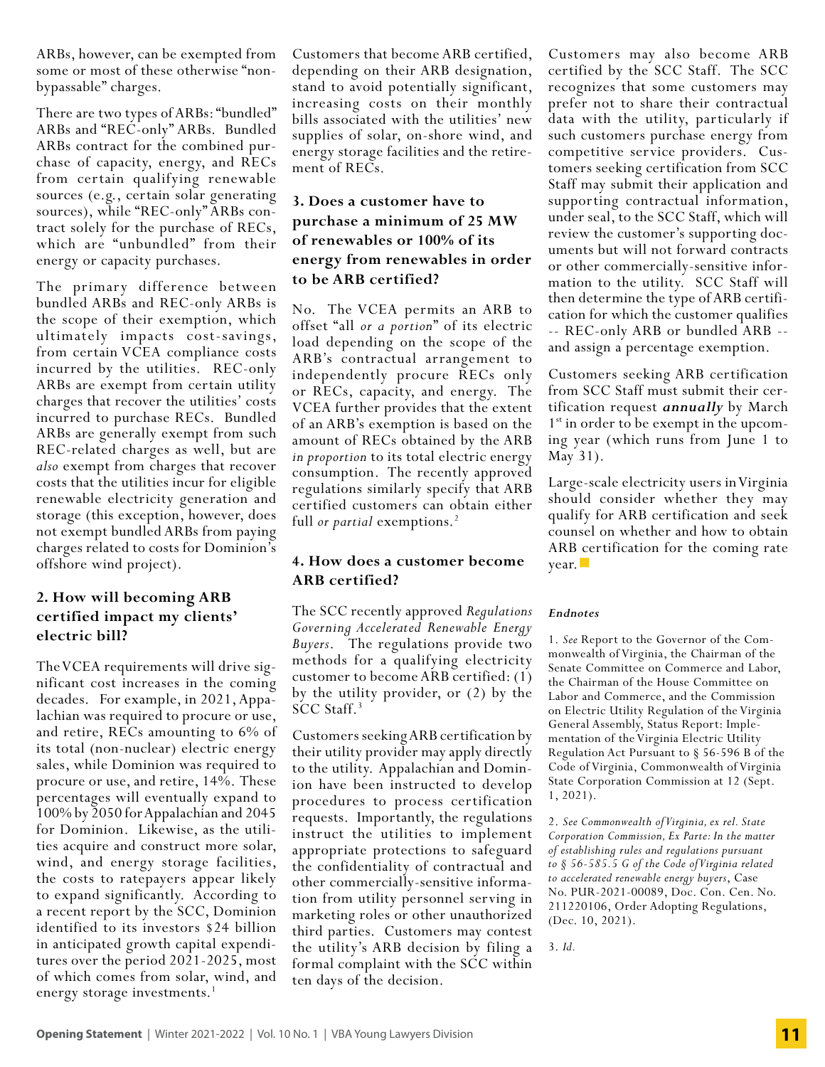ARBs, however, can be exempted from some or most of these otherwise "non-bypassable" charges.

There are two types of ARBs: "bundled" ARBs and "REC-only" ARBs. Bundled ARBs contract for the combined purchase of capacity, energy, and RECs from certain qualifying renewable sources (e.g., certain solar generating sources), while "REC-only" ARBs contract solely for the purchase of RECs, which are "unbundled" from their energy or capacity purchases.

The primary difference between bundled ARBs and REC-only ARBs is the scope of their exemption, which ultimately impacts cost-savings, from certain VCEA compliance costs incurred by the utilities. REC-only ARBs are exempt from certain utility charges that recover the utilities' costs incurred to purchase RECs. Bundled ARBs are generally exempt from such REC-related charges as well, but are *also* exempt from charges that recover costs that the utilities incur for eligible renewable electricity generation and storage (this exception, however, does not exempt bundled ARBs from paying charges related to costs for Dominion's offshore wind project).

### 2. How will becoming ARB certified impact my clients' electric bill?

The VCEA requirements will drive significant cost increases in the coming decades. For example, in 2021, Appalachian was required to procure or use, and retire, RECs amounting to 6% of its total (non-nuclear) electric energy sales, while Dominion was required to procure or use, and retire, 14%. These percentages will eventually expand to 100% by 2050 for Appalachian and 2045 for Dominion. Likewise, as the utilities acquire and construct more solar, wind, and energy storage facilities, the costs to ratepayers appear likely to expand significantly. According to a recent report by the SCC, Dominion identified to its investors $24 billion in anticipated growth capital expenditures over the period 2021-2025, most of which comes from solar, wind, and energy storage investments.[1]

Customers that become ARB certified, depending on their ARB designation, stand to avoid potentially significant, increasing costs on their monthly bills associated with the utilities' new supplies of solar, on-shore wind, and energy storage facilities and the retirement of RECs.

### 3. Does a customer have to purchase a minimum of 25 MW of renewables or 100% of its energy from renewables in order to be ARB certified?

No. The VCEA permits an ARB to offset "all *or a portion*" of its electric load depending on the scope of the ARB's contractual arrangement to independently procure RECs only or RECs, capacity, and energy. The VCEA further provides that the extent of an ARB's exemption is based on the amount of RECs obtained by the ARB *in proportion* to its total electric energy consumption. The recently approved regulations similarly specify that ARB certified customers can obtain either full *or partial* exemptions.[2]

### 4. How does a customer become ARB certified?

The SCC recently approved *Regulations Governing Accelerated Renewable Energy Buyers*. The regulations provide two methods for a qualifying electricity customer to become ARB certified: (1) by the utility provider, or (2) by the SCC Staff.[3]

Customers seeking ARB certification by their utility provider may apply directly to the utility. Appalachian and Dominion have been instructed to develop procedures to process certification requests. Importantly, the regulations instruct the utilities to implement appropriate protections to safeguard the confidentiality of contractual and other commercially-sensitive information from utility personnel serving in marketing roles or other unauthorized third parties. Customers may contest the utility's ARB decision by filing a formal complaint with the SCC within ten days of the decision.

Customers may also become ARB certified by the SCC Staff. The SCC recognizes that some customers may prefer not to share their contractual data with the utility, particularly if such customers purchase energy from competitive service providers. Customers seeking certification from SCC Staff may submit their application and supporting contractual information, under seal, to the SCC Staff, which will review the customer's supporting documents but will not forward contracts or other commercially-sensitive information to the utility. SCC Staff will then determine the type of ARB certification for which the customer qualifies -- REC-only ARB or bundled ARB -- and assign a percentage exemption.

Customers seeking ARB certification from SCC Staff must submit their certification request ***annually*** by March 1st in order to be exempt in the upcoming year (which runs from June 1 to May 31).

Large-scale electricity users in Virginia should consider whether they may qualify for ARB certification and seek counsel on whether and how to obtain ARB certification for the coming rate year.

#### *Endnotes*

1. *See* Report to the Governor of the Commonwealth of Virginia, the Chairman of the Senate Committee on Commerce and Labor, the Chairman of the House Committee on Labor and Commerce, and the Commission on Electric Utility Regulation of the Virginia General Assembly, Status Report: Implementation of the Virginia Electric Utility Regulation Act Pursuant to § 56-596 B of the Code of Virginia, Commonwealth of Virginia State Corporation Commission at 12 (Sept. 1, 2021).

2. *See Commonwealth of Virginia, ex rel. State Corporation Commission, Ex Parte: In the matter of establishing rules and regulations pursuant to § 56-585.5 G of the Code of Virginia related to accelerated renewable energy buyers*, Case No. PUR-2021-00089, Doc. Con. Cen. No. 211220106, Order Adopting Regulations, (Dec. 10, 2021).

3. *Id.*